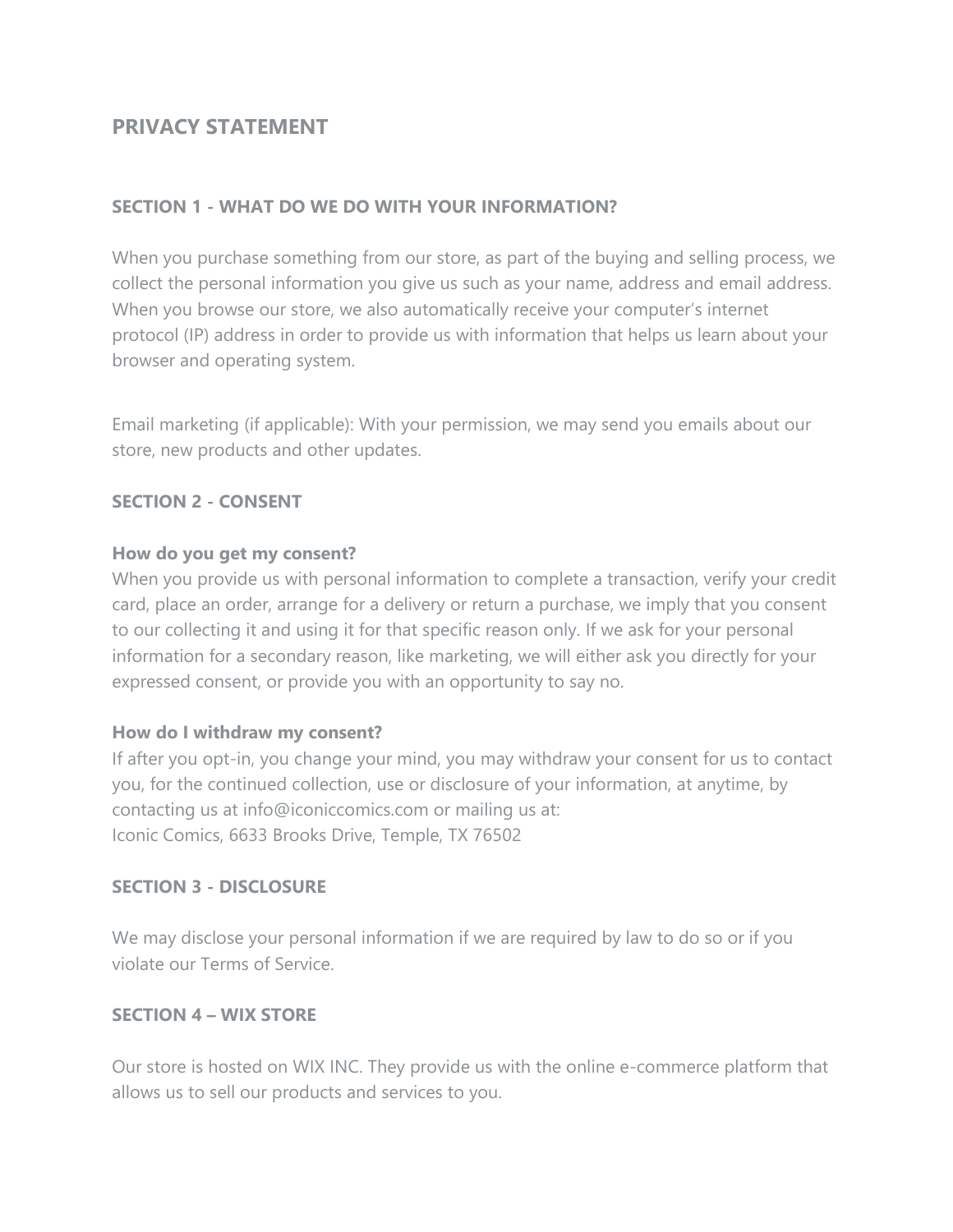# PRIVACY STATEMENT

## SECTION 1 - WHAT DO WE DO WITH YOUR INFORMATION?

When you purchase something from our store, as part of the buying and selling process, we collect the personal information you give us such as your name, address and email address. When you browse our store, we also automatically receive your computer's internet protocol (IP) address in order to provide us with information that helps us learn about your browser and operating system.

Email marketing (if applicable): With your permission, we may send you emails about our store, new products and other updates.

## SECTION 2 - CONSENT

**How do you get my consent?**

When you provide us with personal information to complete a transaction, verify your credit card, place an order, arrange for a delivery or return a purchase, we imply that you consent to our collecting it and using it for that specific reason only. If we ask for your personal information for a secondary reason, like marketing, we will either ask you directly for your expressed consent, or provide you with an opportunity to say no.

**How do I withdraw my consent?**

If after you opt-in, you change your mind, you may withdraw your consent for us to contact you, for the continued collection, use or disclosure of your information, at anytime, by contacting us at info@iconiccomics.com or mailing us at:
Iconic Comics, 6633 Brooks Drive, Temple, TX 76502

## SECTION 3 - DISCLOSURE

We may disclose your personal information if we are required by law to do so or if you violate our Terms of Service.

## SECTION 4 – WIX STORE

Our store is hosted on WIX INC. They provide us with the online e-commerce platform that allows us to sell our products and services to you.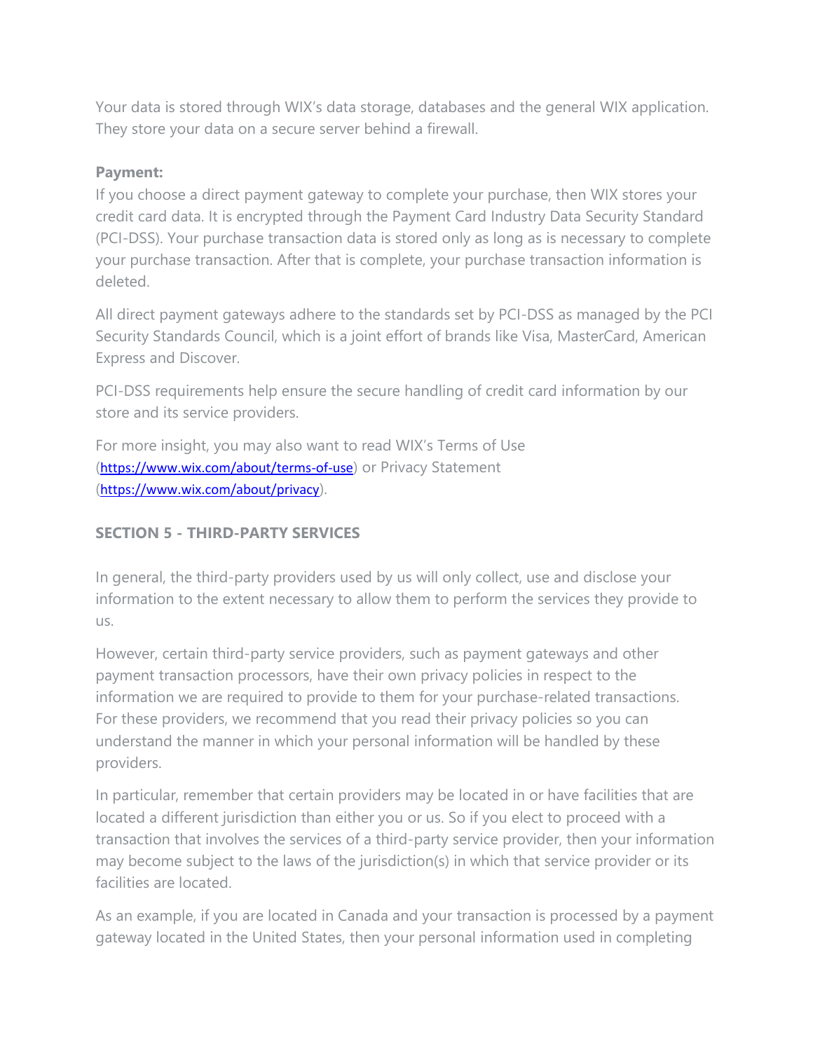Your data is stored through WIX's data storage, databases and the general WIX application. They store your data on a secure server behind a firewall.

**Payment:**

If you choose a direct payment gateway to complete your purchase, then WIX stores your credit card data. It is encrypted through the Payment Card Industry Data Security Standard (PCI-DSS). Your purchase transaction data is stored only as long as is necessary to complete your purchase transaction. After that is complete, your purchase transaction information is deleted.

All direct payment gateways adhere to the standards set by PCI-DSS as managed by the PCI Security Standards Council, which is a joint effort of brands like Visa, MasterCard, American Express and Discover.

PCI-DSS requirements help ensure the secure handling of credit card information by our store and its service providers.

For more insight, you may also want to read WIX's Terms of Use (https://www.wix.com/about/terms-of-use) or Privacy Statement (https://www.wix.com/about/privacy).

### SECTION 5 - THIRD-PARTY SERVICES

In general, the third-party providers used by us will only collect, use and disclose your information to the extent necessary to allow them to perform the services they provide to us.

However, certain third-party service providers, such as payment gateways and other payment transaction processors, have their own privacy policies in respect to the information we are required to provide to them for your purchase-related transactions. For these providers, we recommend that you read their privacy policies so you can understand the manner in which your personal information will be handled by these providers.

In particular, remember that certain providers may be located in or have facilities that are located a different jurisdiction than either you or us. So if you elect to proceed with a transaction that involves the services of a third-party service provider, then your information may become subject to the laws of the jurisdiction(s) in which that service provider or its facilities are located.

As an example, if you are located in Canada and your transaction is processed by a payment gateway located in the United States, then your personal information used in completing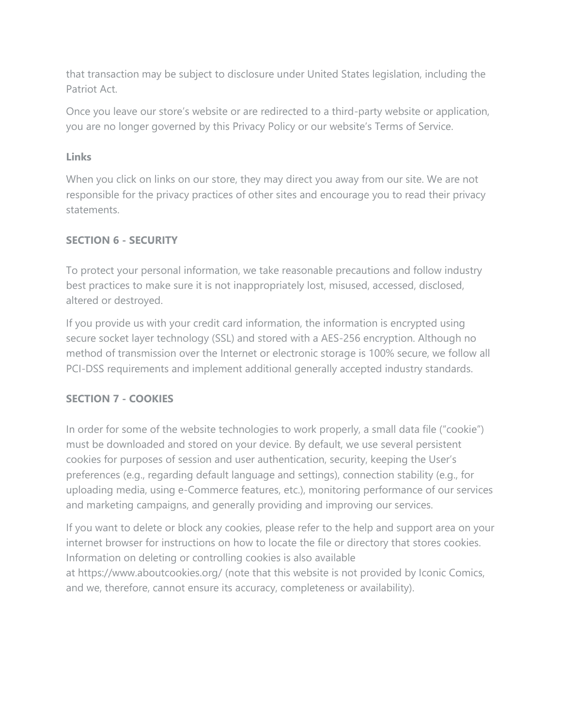that transaction may be subject to disclosure under United States legislation, including the Patriot Act.

Once you leave our store's website or are redirected to a third-party website or application, you are no longer governed by this Privacy Policy or our website's Terms of Service.

**Links**

When you click on links on our store, they may direct you away from our site. We are not responsible for the privacy practices of other sites and encourage you to read their privacy statements.

## SECTION 6 - SECURITY

To protect your personal information, we take reasonable precautions and follow industry best practices to make sure it is not inappropriately lost, misused, accessed, disclosed, altered or destroyed.

If you provide us with your credit card information, the information is encrypted using secure socket layer technology (SSL) and stored with a AES-256 encryption. Although no method of transmission over the Internet or electronic storage is 100% secure, we follow all PCI-DSS requirements and implement additional generally accepted industry standards.

## SECTION 7 - COOKIES

In order for some of the website technologies to work properly, a small data file ("cookie") must be downloaded and stored on your device. By default, we use several persistent cookies for purposes of session and user authentication, security, keeping the User's preferences (e.g., regarding default language and settings), connection stability (e.g., for uploading media, using e-Commerce features, etc.), monitoring performance of our services and marketing campaigns, and generally providing and improving our services.

If you want to delete or block any cookies, please refer to the help and support area on your internet browser for instructions on how to locate the file or directory that stores cookies. Information on deleting or controlling cookies is also available at https://www.aboutcookies.org/ (note that this website is not provided by Iconic Comics, and we, therefore, cannot ensure its accuracy, completeness or availability).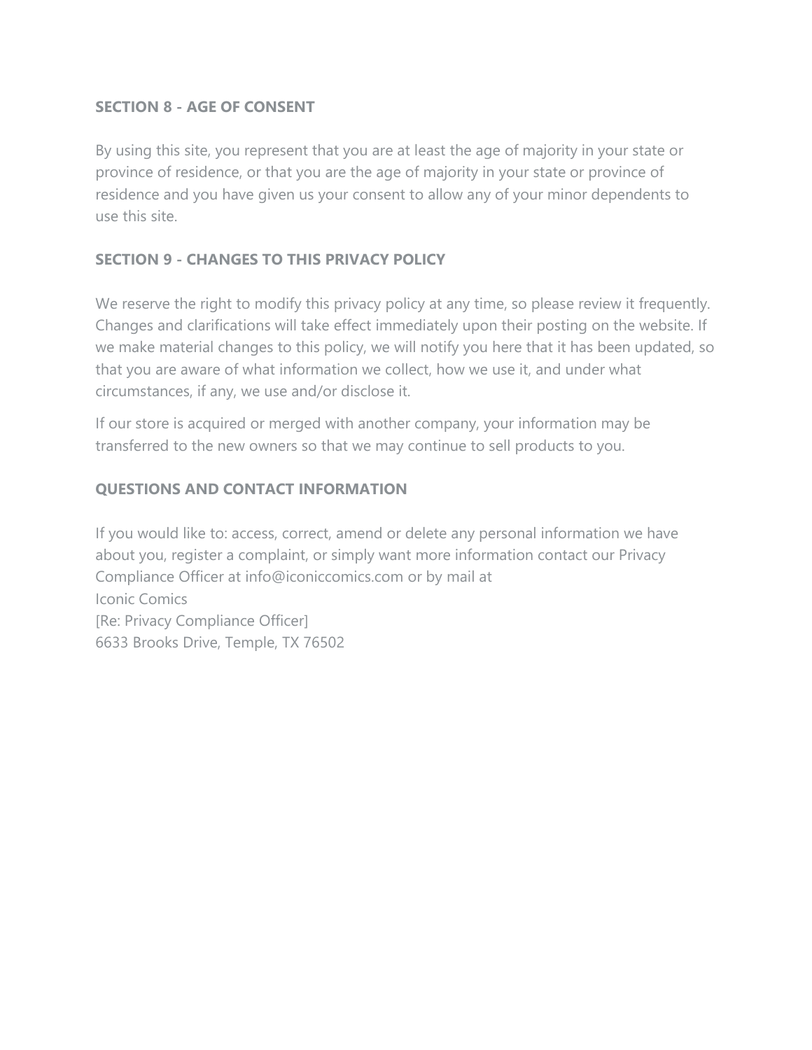### SECTION 8 - AGE OF CONSENT

By using this site, you represent that you are at least the age of majority in your state or province of residence, or that you are the age of majority in your state or province of residence and you have given us your consent to allow any of your minor dependents to use this site.

### SECTION 9 - CHANGES TO THIS PRIVACY POLICY

We reserve the right to modify this privacy policy at any time, so please review it frequently. Changes and clarifications will take effect immediately upon their posting on the website. If we make material changes to this policy, we will notify you here that it has been updated, so that you are aware of what information we collect, how we use it, and under what circumstances, if any, we use and/or disclose it.

If our store is acquired or merged with another company, your information may be transferred to the new owners so that we may continue to sell products to you.

### QUESTIONS AND CONTACT INFORMATION

If you would like to: access, correct, amend or delete any personal information we have about you, register a complaint, or simply want more information contact our Privacy Compliance Officer at info@iconiccomics.com or by mail at
Iconic Comics
[Re: Privacy Compliance Officer]
6633 Brooks Drive, Temple, TX 76502